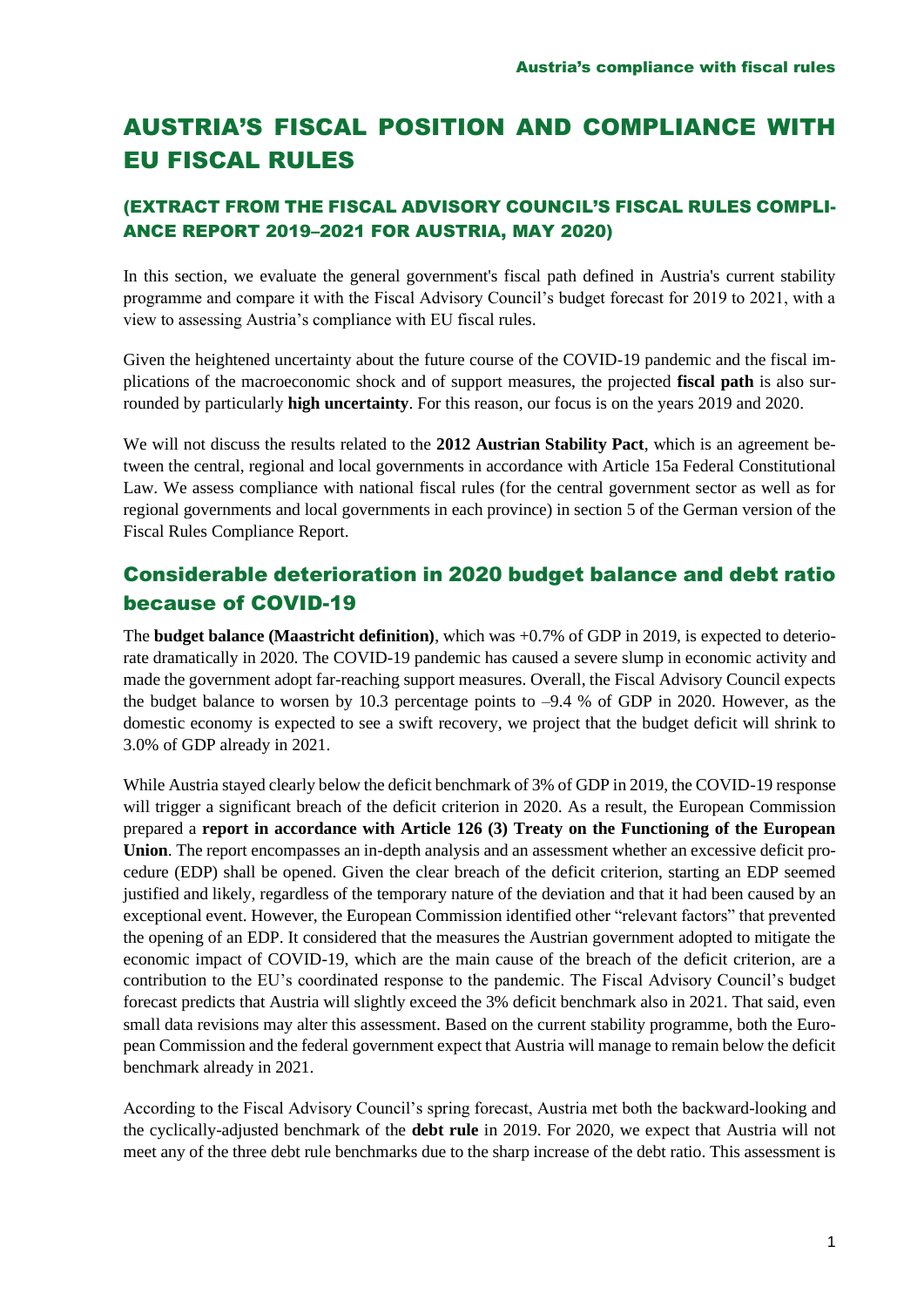# AUSTRIA'S FISCAL POSITION AND COMPLIANCE WITH EU FISCAL RULES

## (EXTRACT FROM THE FISCAL ADVISORY COUNCIL'S FISCAL RULES COMPLIANCE REPORT 2019–2021 FOR AUSTRIA, MAY 2020)

In this section, we evaluate the general government's fiscal path defined in Austria's current stability programme and compare it with the Fiscal Advisory Council's budget forecast for 2019 to 2021, with a view to assessing Austria's compliance with EU fiscal rules.

Given the heightened uncertainty about the future course of the COVID-19 pandemic and the fiscal implications of the macroeconomic shock and of support measures, the projected **fiscal path** is also surrounded by particularly **high uncertainty**. For this reason, our focus is on the years 2019 and 2020.

We will not discuss the results related to the **2012 Austrian Stability Pact**, which is an agreement between the central, regional and local governments in accordance with Article 15a Federal Constitutional Law. We assess compliance with national fiscal rules (for the central government sector as well as for regional governments and local governments in each province) in section 5 of the German version of the Fiscal Rules Compliance Report.

## Considerable deterioration in 2020 budget balance and debt ratio because of COVID-19

The **budget balance (Maastricht definition)**, which was +0.7% of GDP in 2019, is expected to deteriorate dramatically in 2020. The COVID-19 pandemic has caused a severe slump in economic activity and made the government adopt far-reaching support measures. Overall, the Fiscal Advisory Council expects the budget balance to worsen by 10.3 percentage points to –9.4 % of GDP in 2020. However, as the domestic economy is expected to see a swift recovery, we project that the budget deficit will shrink to 3.0% of GDP already in 2021.

While Austria stayed clearly below the deficit benchmark of 3% of GDP in 2019, the COVID-19 response will trigger a significant breach of the deficit criterion in 2020. As a result, the European Commission prepared a **report in accordance with Article 126 (3) Treaty on the Functioning of the European Union**. The report encompasses an in-depth analysis and an assessment whether an excessive deficit procedure (EDP) shall be opened. Given the clear breach of the deficit criterion, starting an EDP seemed justified and likely, regardless of the temporary nature of the deviation and that it had been caused by an exceptional event. However, the European Commission identified other "relevant factors" that prevented the opening of an EDP. It considered that the measures the Austrian government adopted to mitigate the economic impact of COVID-19, which are the main cause of the breach of the deficit criterion, are a contribution to the EU's coordinated response to the pandemic. The Fiscal Advisory Council's budget forecast predicts that Austria will slightly exceed the 3% deficit benchmark also in 2021. That said, even small data revisions may alter this assessment. Based on the current stability programme, both the European Commission and the federal government expect that Austria will manage to remain below the deficit benchmark already in 2021.

According to the Fiscal Advisory Council's spring forecast, Austria met both the backward-looking and the cyclically-adjusted benchmark of the **debt rule** in 2019. For 2020, we expect that Austria will not meet any of the three debt rule benchmarks due to the sharp increase of the debt ratio. This assessment is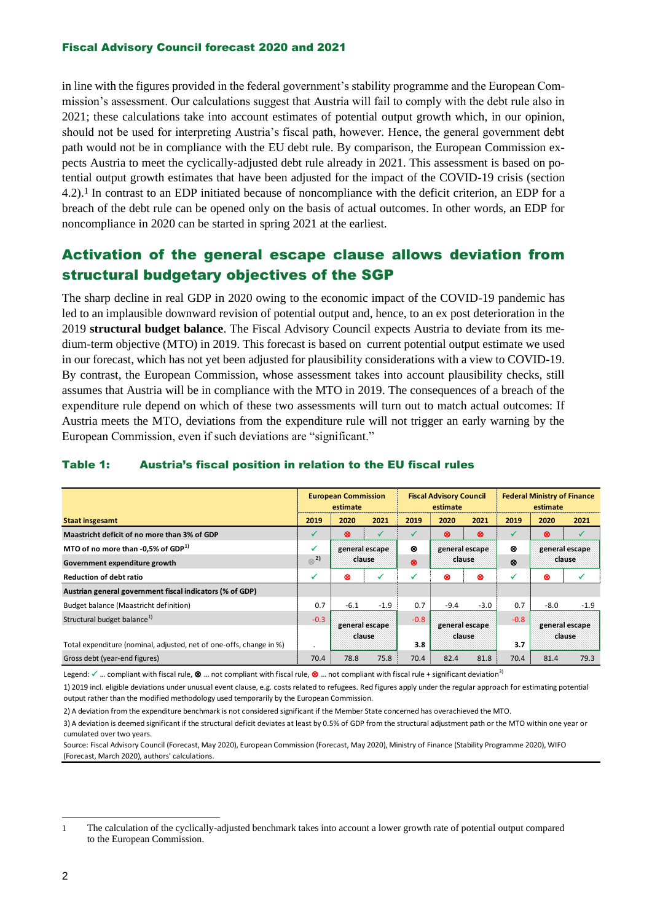in line with the figures provided in the federal government's stability programme and the European Commission's assessment. Our calculations suggest that Austria will fail to comply with the debt rule also in 2021; these calculations take into account estimates of potential output growth which, in our opinion, should not be used for interpreting Austria's fiscal path, however. Hence, the general government debt path would not be in compliance with the EU debt rule. By comparison, the European Commission expects Austria to meet the cyclically-adjusted debt rule already in 2021. This assessment is based on potential output growth estimates that have been adjusted for the impact of the COVID-19 crisis (section 4.2).[1] In contrast to an EDP initiated because of noncompliance with the deficit criterion, an EDP for a breach of the debt rule can be opened only on the basis of actual outcomes. In other words, an EDP for noncompliance in 2020 can be started in spring 2021 at the earliest.

## Activation of the general escape clause allows deviation from structural budgetary objectives of the SGP

The sharp decline in real GDP in 2020 owing to the economic impact of the COVID-19 pandemic has led to an implausible downward revision of potential output and, hence, to an ex post deterioration in the 2019 **structural budget balance**. The Fiscal Advisory Council expects Austria to deviate from its medium-term objective (MTO) in 2019. This forecast is based on current potential output estimate we used in our forecast, which has not yet been adjusted for plausibility considerations with a view to COVID-19. By contrast, the European Commission, whose assessment takes into account plausibility checks, still assumes that Austria will be in compliance with the MTO in 2019. The consequences of a breach of the expenditure rule depend on which of these two assessments will turn out to match actual outcomes: If Austria meets the MTO, deviations from the expenditure rule will not trigger an early warning by the European Commission, even if such deviations are "significant."

### Table 1: Austria's fiscal position in relation to the EU fiscal rules

| | European Commission estimate | | | Fiscal Advisory Council estimate | | | Federal Ministry of Finance estimate | | |
|---|---|---|---|---|---|---|---|---|---|
| **Staat insgesamt** | **2019** | **2020** | **2021** | **2019** | **2020** | **2021** | **2019** | **2020** | **2021** |
| **Maastricht deficit of no more than 3% of GDP** | ✓ | ⊗ | ✓ | ✓ | ⊗ | ⊗ | ✓ | ⊗ | ✓ |
| **MTO of no more than -0,5% of GDP[1)]** | ✓ | general escape clause | | ⊗ | general escape clause | | ⊗ | general escape clause | |
| **Government expenditure growth** | ⊗[2)] | | | ⊗ | | | ⊗ | | |
| **Reduction of debt ratio** | ✓ | ⊗ | ✓ | ✓ | ⊗ | ⊗ | ✓ | ⊗ | ✓ |
| **Austrian general government fiscal indicators (% of GDP)** | | | | | | | | | |
| Budget balance (Maastricht definition) | 0.7 | -6.1 | -1.9 | 0.7 | -9.4 | -3.0 | 0.7 | -8.0 | -1.9 |
| Structural budget balance[1)] | -0.3 | general escape clause | | -0.8 | general escape clause | | -0.8 | general escape clause | |
| Total expenditure (nominal, adjusted, net of one-offs, change in %) | . | | | 3.8 | | | 3.7 | | |
| Gross debt (year-end figures) | 70.4 | 78.8 | 75.8 | 70.4 | 82.4 | 81.8 | 70.4 | 81.4 | 79.3 |

Legend: ✓ ... compliant with fiscal rule, ⊗ ... not compliant with fiscal rule, ⊗ ... not compliant with fiscal rule + significant deviation[3)]

1) 2019 incl. eligible deviations under unusual event clause, e.g. costs related to refugees. Red figures apply under the regular approach for estimating potential output rather than the modified methodology used temporarily by the European Commission.

2) A deviation from the expenditure benchmark is not considered significant if the Member State concerned has overachieved the MTO.

3) A deviation is deemed significant if the structural deficit deviates at least by 0.5% of GDP from the structural adjustment path or the MTO within one year or cumulated over two years.

Source: Fiscal Advisory Council (Forecast, May 2020), European Commission (Forecast, May 2020), Ministry of Finance (Stability Programme 2020), WIFO (Forecast, March 2020), authors' calculations.

---

1 The calculation of the cyclically-adjusted benchmark takes into account a lower growth rate of potential output compared to the European Commission.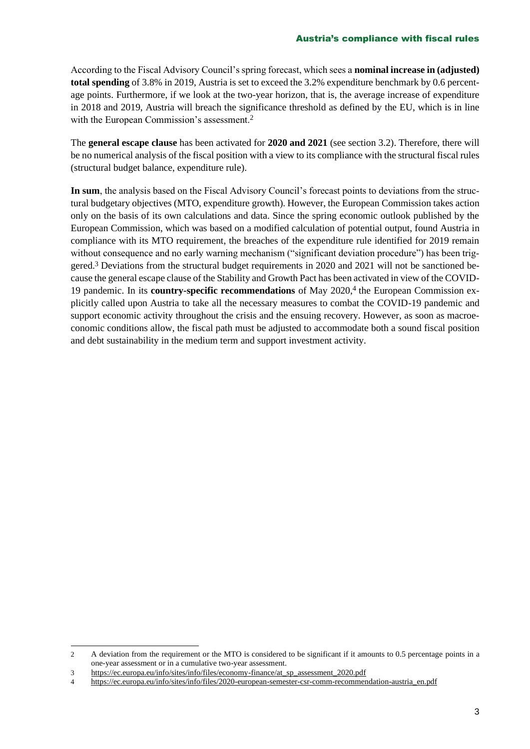According to the Fiscal Advisory Council's spring forecast, which sees a **nominal increase in (adjusted) total spending** of 3.8% in 2019, Austria is set to exceed the 3.2% expenditure benchmark by 0.6 percentage points. Furthermore, if we look at the two-year horizon, that is, the average increase of expenditure in 2018 and 2019, Austria will breach the significance threshold as defined by the EU, which is in line with the European Commission's assessment.[2]

The **general escape clause** has been activated for **2020 and 2021** (see section 3.2). Therefore, there will be no numerical analysis of the fiscal position with a view to its compliance with the structural fiscal rules (structural budget balance, expenditure rule).

**In sum**, the analysis based on the Fiscal Advisory Council's forecast points to deviations from the structural budgetary objectives (MTO, expenditure growth). However, the European Commission takes action only on the basis of its own calculations and data. Since the spring economic outlook published by the European Commission, which was based on a modified calculation of potential output, found Austria in compliance with its MTO requirement, the breaches of the expenditure rule identified for 2019 remain without consequence and no early warning mechanism ("significant deviation procedure") has been triggered.[3] Deviations from the structural budget requirements in 2020 and 2021 will not be sanctioned because the general escape clause of the Stability and Growth Pact has been activated in view of the COVID-19 pandemic. In its **country-specific recommendations** of May 2020,[4] the European Commission explicitly called upon Austria to take all the necessary measures to combat the COVID-19 pandemic and support economic activity throughout the crisis and the ensuing recovery. However, as soon as macroeconomic conditions allow, the fiscal path must be adjusted to accommodate both a sound fiscal position and debt sustainability in the medium term and support investment activity.

---

2 A deviation from the requirement or the MTO is considered to be significant if it amounts to 0.5 percentage points in a one-year assessment or in a cumulative two-year assessment.

3 https://ec.europa.eu/info/sites/info/files/economy-finance/at_sp_assessment_2020.pdf

4 https://ec.europa.eu/info/sites/info/files/2020-european-semester-csr-comm-recommendation-austria_en.pdf